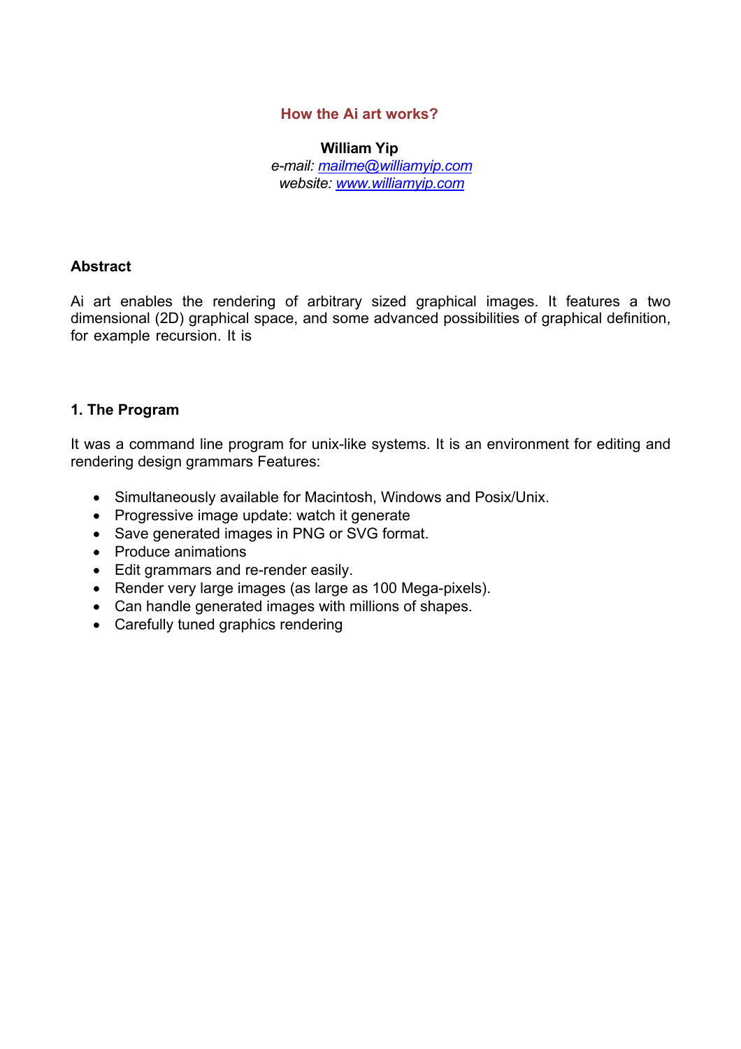# How the Ai art works?

**William Yip**

*e-mail: [mailme@williamyip.com](mailto:mailme@williamyip.com)*
*website: [www.williamyip.com](http://www.williamyip.com)*

## Abstract

Ai art enables the rendering of arbitrary sized graphical images. It features a two dimensional (2D) graphical space, and some advanced possibilities of graphical definition, for example recursion. It is

## 1. The Program

It was a command line program for unix-like systems. It is an environment for editing and rendering design grammars Features:

- Simultaneously available for Macintosh, Windows and Posix/Unix.
- Progressive image update: watch it generate
- Save generated images in PNG or SVG format.
- Produce animations
- Edit grammars and re-render easily.
- Render very large images (as large as 100 Mega-pixels).
- Can handle generated images with millions of shapes.
- Carefully tuned graphics rendering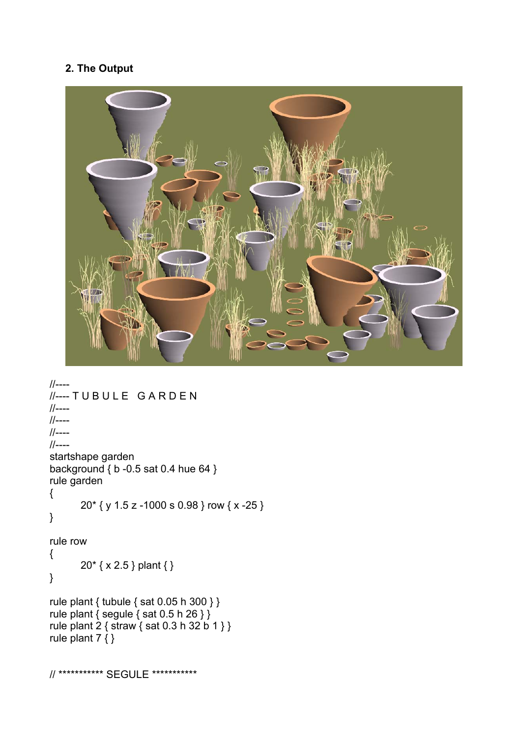**2. The Output**

```
//----
//---- T U B U L E   G A R D E N
//----
//----
//----
//----
startshape garden
background { b -0.5 sat 0.4 hue 64 }
rule garden
{
        20* { y 1.5 z -1000 s 0.98 } row { x -25 }
}

rule row
{
        20* { x 2.5 } plant { }
}

rule plant { tubule { sat 0.05 h 300 } }
rule plant { segule { sat 0.5 h 26 } }
rule plant 2 { straw { sat 0.3 h 32 b 1 } }
rule plant 7 { }


// *********** SEGULE ***********
```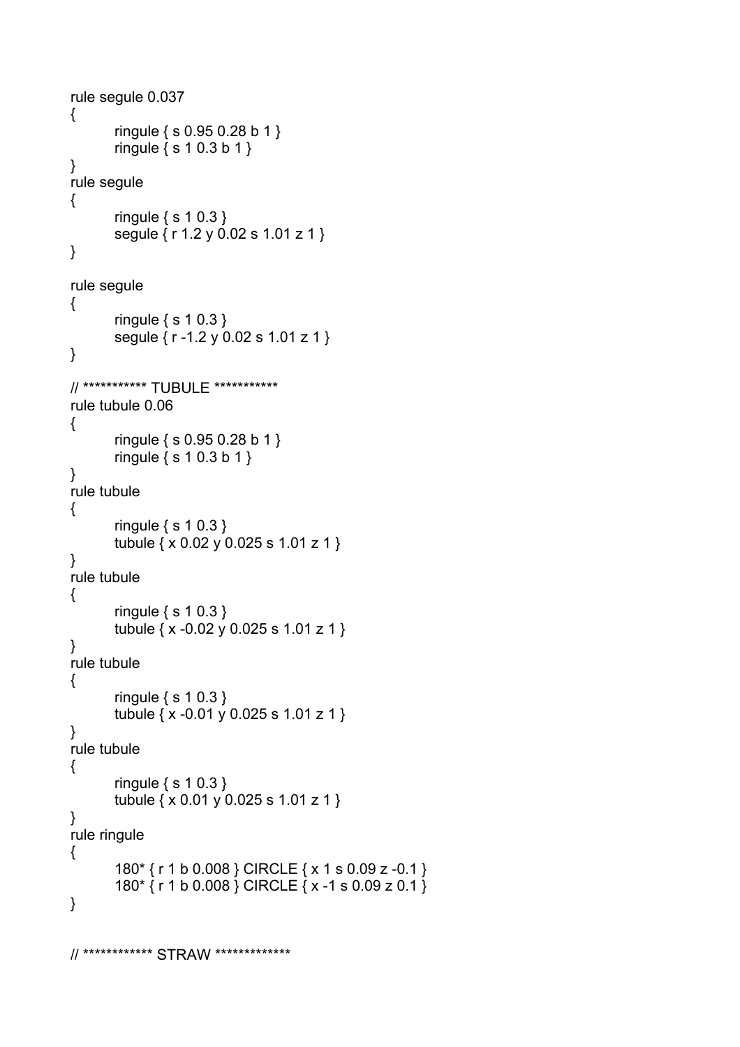```
rule segule 0.037
{
        ringule { s 0.95 0.28 b 1 }
        ringule { s 1 0.3 b 1 }
}
rule segule
{
        ringule { s 1 0.3 }
        segule { r 1.2 y 0.02 s 1.01 z 1 }
}

rule segule
{
        ringule { s 1 0.3 }
        segule { r -1.2 y 0.02 s 1.01 z 1 }
}

// *********** TUBULE ***********
rule tubule 0.06
{
        ringule { s 0.95 0.28 b 1 }
        ringule { s 1 0.3 b 1 }
}
rule tubule
{
        ringule { s 1 0.3 }
        tubule { x 0.02 y 0.025 s 1.01 z 1 }
}
rule tubule
{
        ringule { s 1 0.3 }
        tubule { x -0.02 y 0.025 s 1.01 z 1 }
}
rule tubule
{
        ringule { s 1 0.3 }
        tubule { x -0.01 y 0.025 s 1.01 z 1 }
}
rule tubule
{
        ringule { s 1 0.3 }
        tubule { x 0.01 y 0.025 s 1.01 z 1 }
}
rule ringule
{
        180* { r 1 b 0.008 } CIRCLE { x 1 s 0.09 z -0.1 }
        180* { r 1 b 0.008 } CIRCLE { x -1 s 0.09 z 0.1 }
}


// ************ STRAW *************
```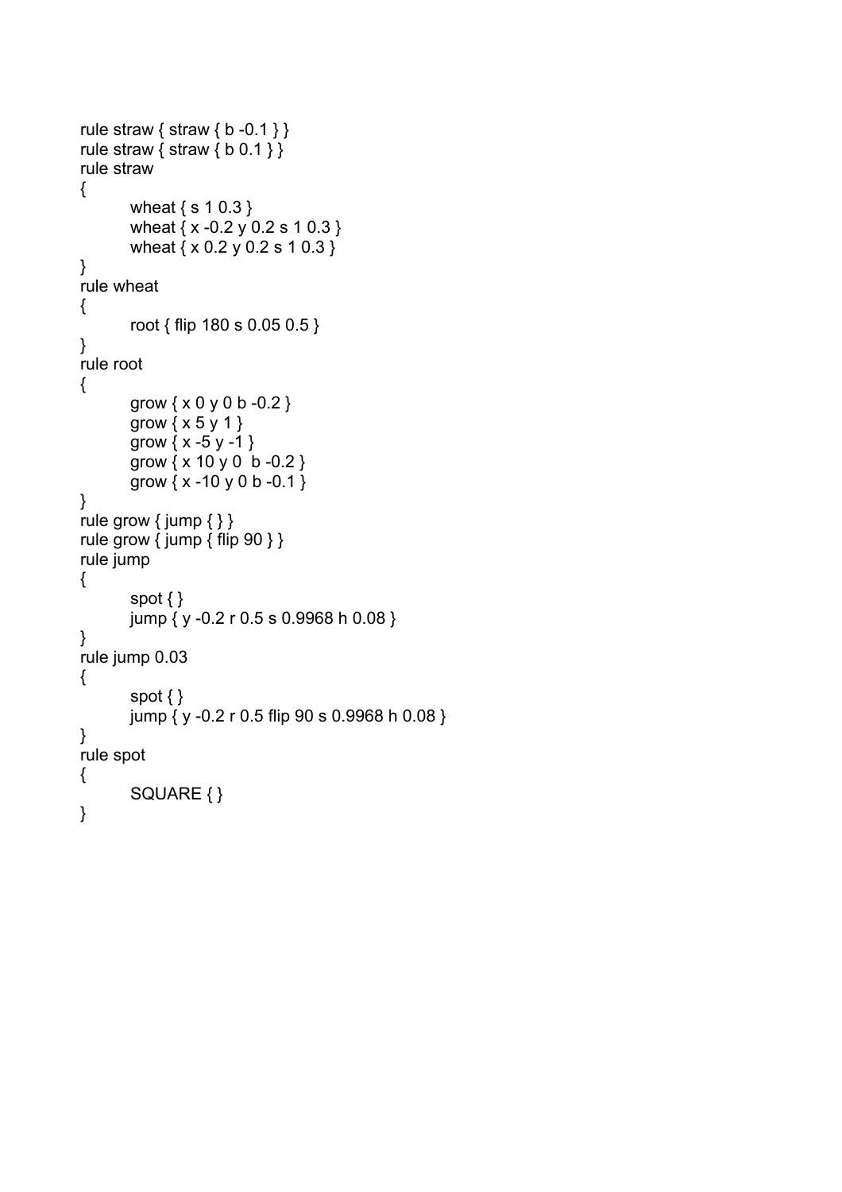```
rule straw { straw { b -0.1 } }
rule straw { straw { b 0.1 } }
rule straw
{
        wheat { s 1 0.3 }
        wheat { x -0.2 y 0.2 s 1 0.3 }
        wheat { x 0.2 y 0.2 s 1 0.3 }
}
rule wheat
{
        root { flip 180 s 0.05 0.5 }
}
rule root
{
        grow { x 0 y 0 b -0.2 }
        grow { x 5 y 1 }
        grow { x -5 y -1 }
        grow { x 10 y 0  b -0.2 }
        grow { x -10 y 0 b -0.1 }
}
rule grow { jump { } }
rule grow { jump { flip 90 } }
rule jump
{
        spot { }
        jump { y -0.2 r 0.5 s 0.9968 h 0.08 }
}
rule jump 0.03
{
        spot { }
        jump { y -0.2 r 0.5 flip 90 s 0.9968 h 0.08 }
}
rule spot
{
        SQUARE { }
}
```